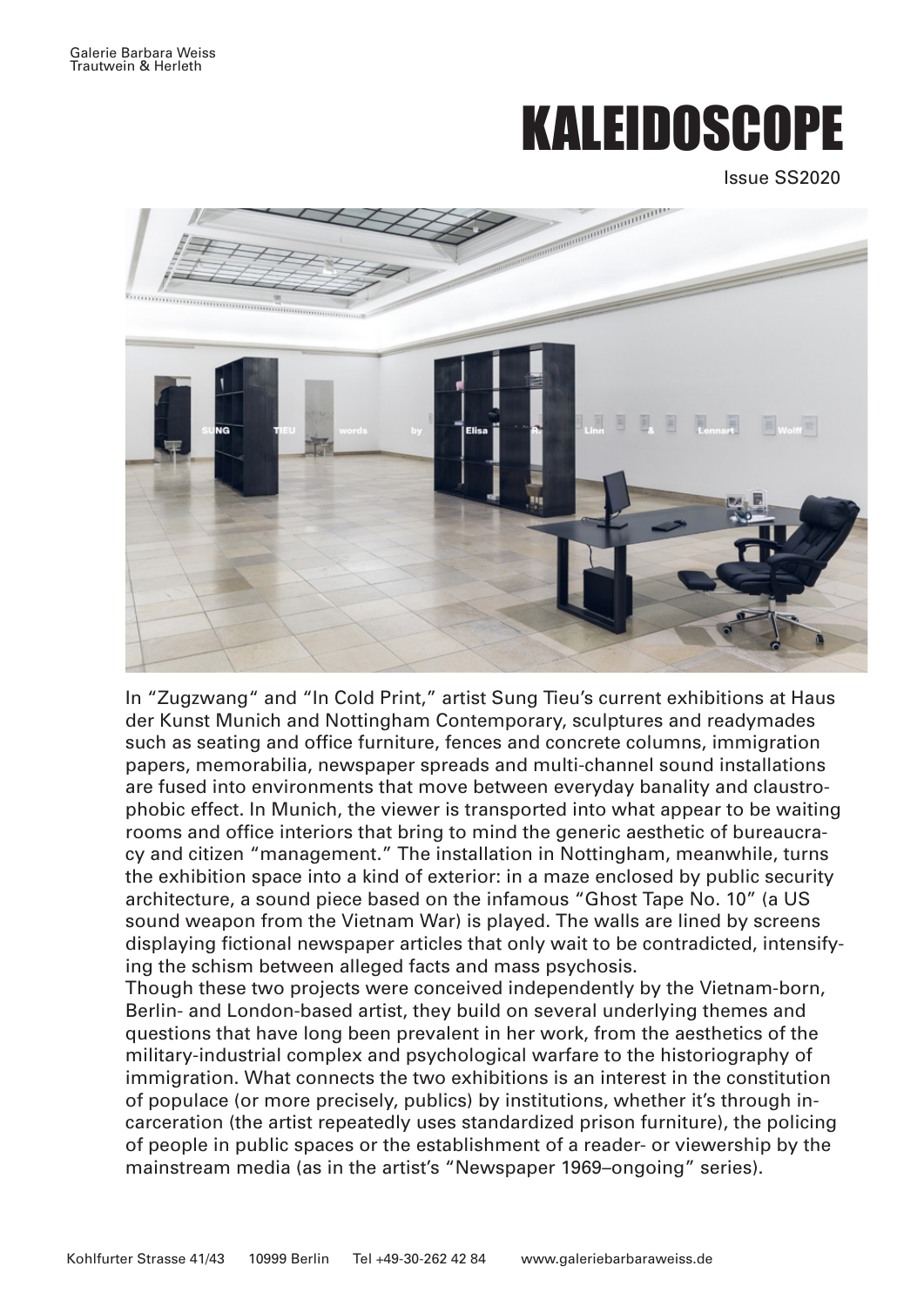Galerie Barbara Weiss
Trautwein & Herleth

# KALEIDOSCOPE

Issue SS2020

In "Zugzwang" and "In Cold Print," artist Sung Tieu's current exhibitions at Haus der Kunst Munich and Nottingham Contemporary, sculptures and readymades such as seating and office furniture, fences and concrete columns, immigration papers, memorabilia, newspaper spreads and multi-channel sound installations are fused into environments that move between everyday banality and claustrophobic effect. In Munich, the viewer is transported into what appear to be waiting rooms and office interiors that bring to mind the generic aesthetic of bureaucracy and citizen "management." The installation in Nottingham, meanwhile, turns the exhibition space into a kind of exterior: in a maze enclosed by public security architecture, a sound piece based on the infamous "Ghost Tape No. 10" (a US sound weapon from the Vietnam War) is played. The walls are lined by screens displaying fictional newspaper articles that only wait to be contradicted, intensifying the schism between alleged facts and mass psychosis.

Though these two projects were conceived independently by the Vietnam-born, Berlin- and London-based artist, they build on several underlying themes and questions that have long been prevalent in her work, from the aesthetics of the military-industrial complex and psychological warfare to the historiography of immigration. What connects the two exhibitions is an interest in the constitution of populace (or more precisely, publics) by institutions, whether it's through incarceration (the artist repeatedly uses standardized prison furniture), the policing of people in public spaces or the establishment of a reader- or viewership by the mainstream media (as in the artist's "Newspaper 1969–ongoing" series).

Kohlfurter Strasse 41/43 10999 Berlin Tel +49-30-262 42 84 www.galeriebarbaraweiss.de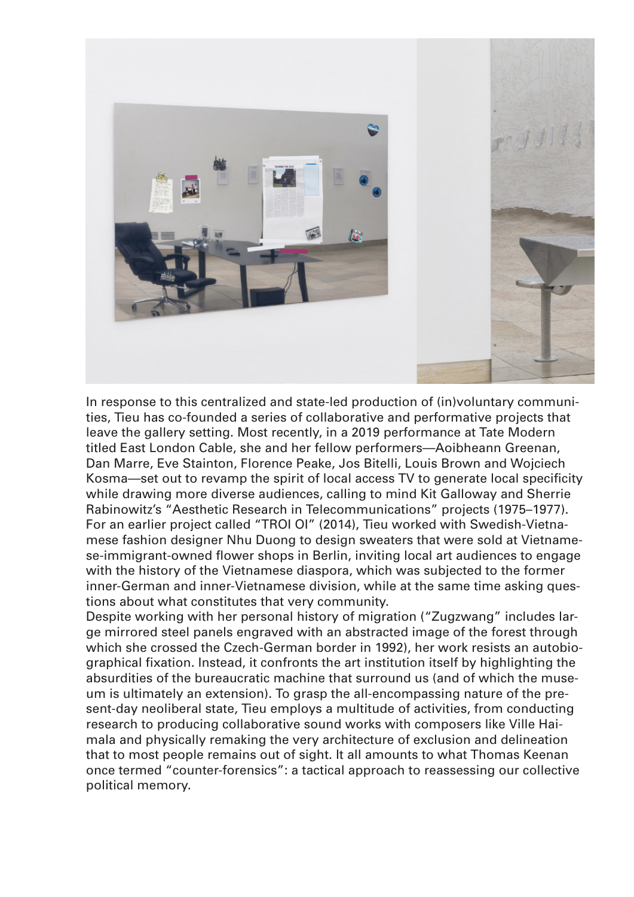In response to this centralized and state-led production of (in)voluntary communities, Tieu has co-founded a series of collaborative and performative projects that leave the gallery setting. Most recently, in a 2019 performance at Tate Modern titled East London Cable, she and her fellow performers—Aoibheann Greenan, Dan Marre, Eve Stainton, Florence Peake, Jos Bitelli, Louis Brown and Wojciech Kosma—set out to revamp the spirit of local access TV to generate local specificity while drawing more diverse audiences, calling to mind Kit Galloway and Sherrie Rabinowitz's "Aesthetic Research in Telecommunications" projects (1975–1977). For an earlier project called "TROI OI" (2014), Tieu worked with Swedish-Vietnamese fashion designer Nhu Duong to design sweaters that were sold at Vietnamese-immigrant-owned flower shops in Berlin, inviting local art audiences to engage with the history of the Vietnamese diaspora, which was subjected to the former inner-German and inner-Vietnamese division, while at the same time asking questions about what constitutes that very community.

Despite working with her personal history of migration ("Zugzwang" includes large mirrored steel panels engraved with an abstracted image of the forest through which she crossed the Czech-German border in 1992), her work resists an autobiographical fixation. Instead, it confronts the art institution itself by highlighting the absurdities of the bureaucratic machine that surround us (and of which the museum is ultimately an extension). To grasp the all-encompassing nature of the present-day neoliberal state, Tieu employs a multitude of activities, from conducting research to producing collaborative sound works with composers like Ville Haimala and physically remaking the very architecture of exclusion and delineation that to most people remains out of sight. It all amounts to what Thomas Keenan once termed "counter-forensics": a tactical approach to reassessing our collective political memory.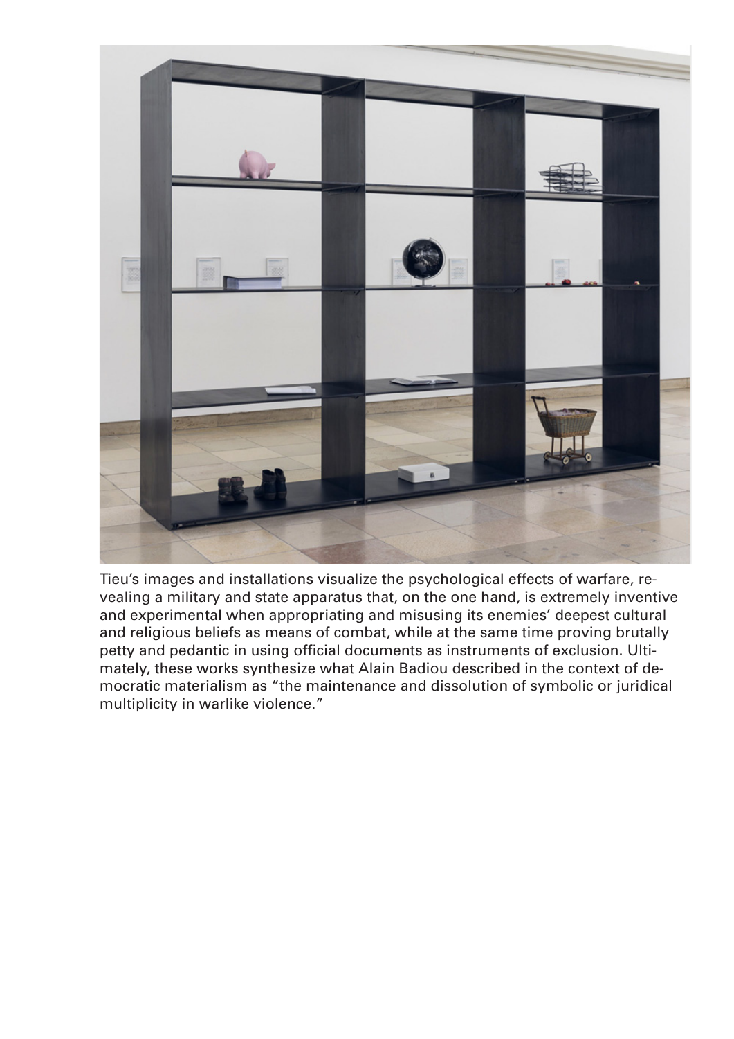Tieu's images and installations visualize the psychological effects of warfare, revealing a military and state apparatus that, on the one hand, is extremely inventive and experimental when appropriating and misusing its enemies' deepest cultural and religious beliefs as means of combat, while at the same time proving brutally petty and pedantic in using official documents as instruments of exclusion. Ultimately, these works synthesize what Alain Badiou described in the context of democratic materialism as "the maintenance and dissolution of symbolic or juridical multiplicity in warlike violence."